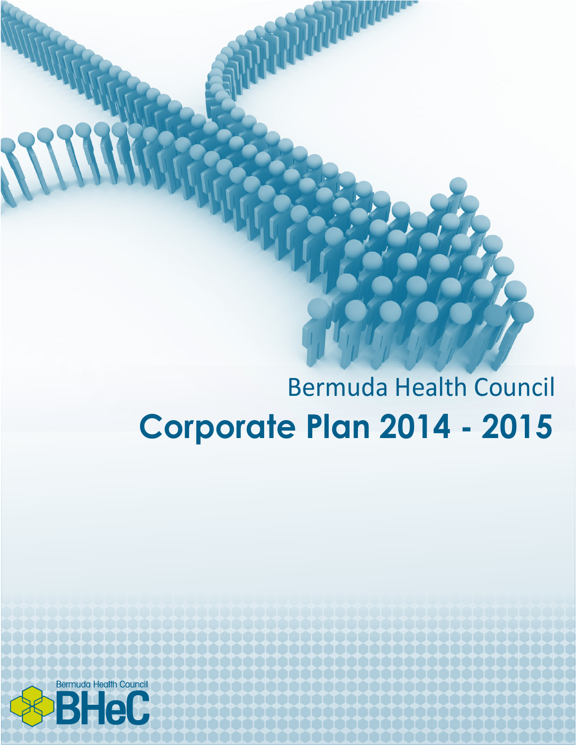Bermuda Health Council

# Corporate Plan 2014 - 2015

Bermuda Health Council

BHeC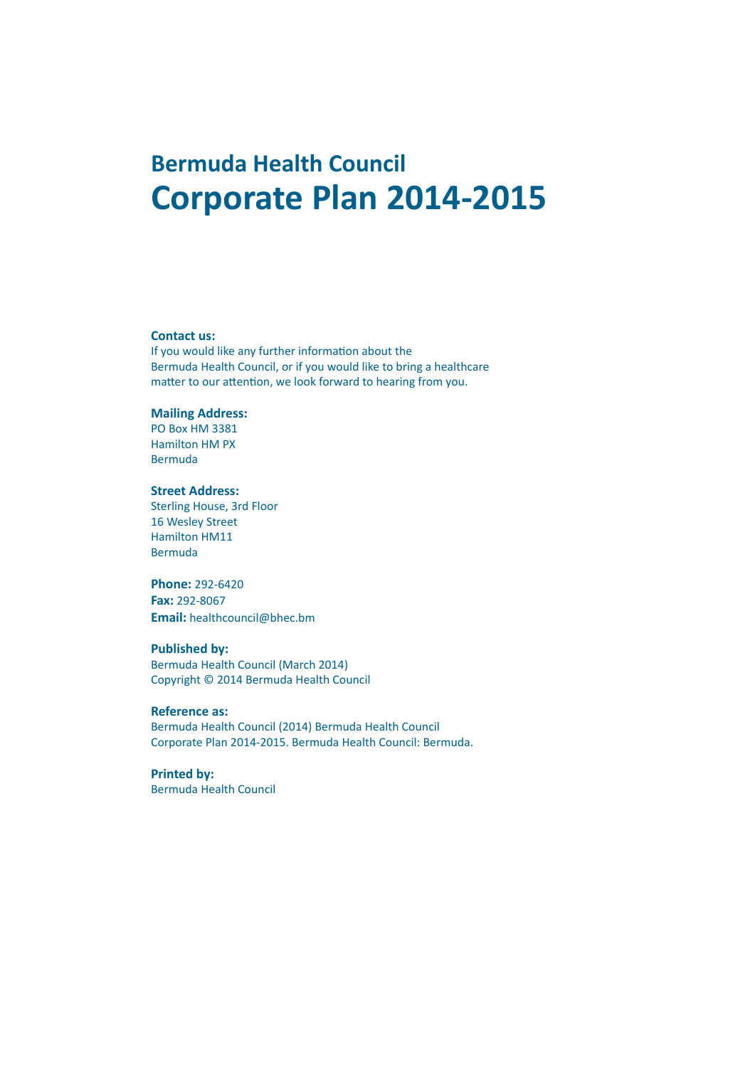# Bermuda Health Council
# Corporate Plan 2014-2015

**Contact us:**
If you would like any further information about the Bermuda Health Council, or if you would like to bring a healthcare matter to our attention, we look forward to hearing from you.

**Mailing Address:**
PO Box HM 3381
Hamilton HM PX
Bermuda

**Street Address:**
Sterling House, 3rd Floor
16 Wesley Street
Hamilton HM11
Bermuda

**Phone:** 292-6420
**Fax:** 292-8067
**Email:** healthcouncil@bhec.bm

**Published by:**
Bermuda Health Council (March 2014)
Copyright © 2014 Bermuda Health Council

**Reference as:**
Bermuda Health Council (2014) Bermuda Health Council Corporate Plan 2014-2015. Bermuda Health Council: Bermuda.

**Printed by:**
Bermuda Health Council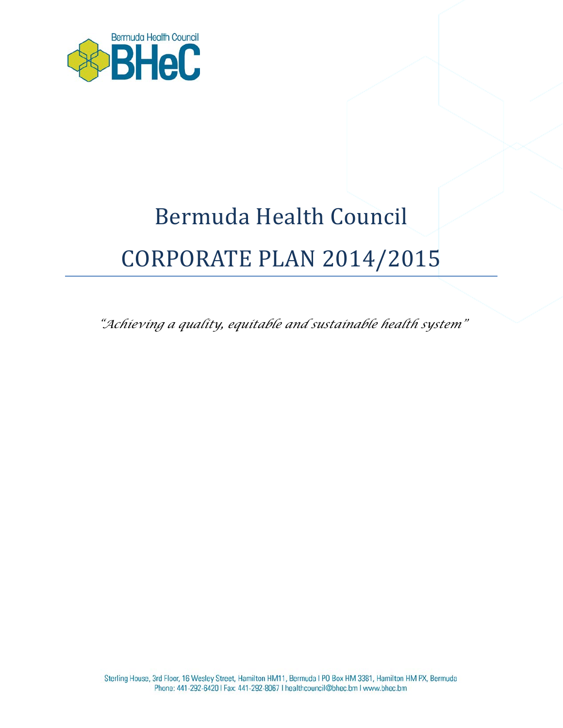# Bermuda Health Council

# CORPORATE PLAN 2014/2015

*"Achieving a quality, equitable and sustainable health system"*

Sterling House, 3rd Floor, 16 Wesley Street, Hamilton HM11, Bermuda I PO Box HM 3381, Hamilton HM PX, Bermuda
Phone: 441-292-6420 I Fax: 441-292-8067 I healthcouncil@bhec.bm I www.bhec.bm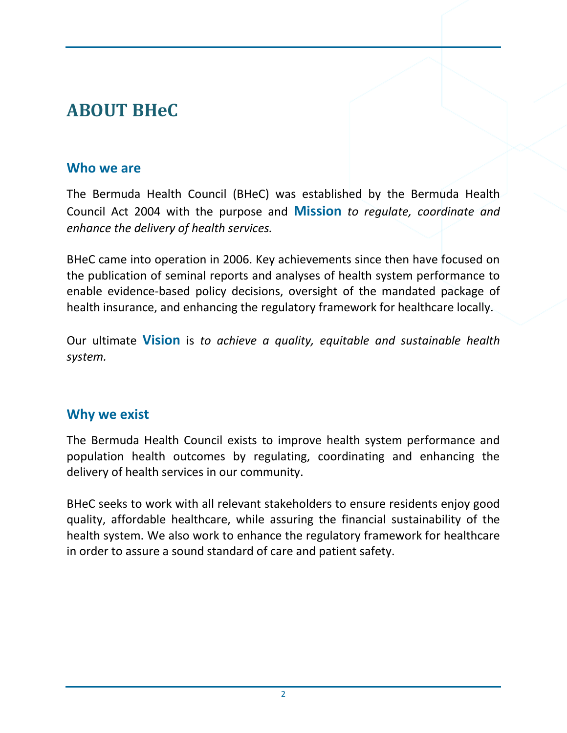# ABOUT BHeC

## Who we are

The Bermuda Health Council (BHeC) was established by the Bermuda Health Council Act 2004 with the purpose and **Mission** *to regulate, coordinate and enhance the delivery of health services.*

BHeC came into operation in 2006. Key achievements since then have focused on the publication of seminal reports and analyses of health system performance to enable evidence-based policy decisions, oversight of the mandated package of health insurance, and enhancing the regulatory framework for healthcare locally.

Our ultimate **Vision** is *to achieve a quality, equitable and sustainable health system.*

## Why we exist

The Bermuda Health Council exists to improve health system performance and population health outcomes by regulating, coordinating and enhancing the delivery of health services in our community.

BHeC seeks to work with all relevant stakeholders to ensure residents enjoy good quality, affordable healthcare, while assuring the financial sustainability of the health system. We also work to enhance the regulatory framework for healthcare in order to assure a sound standard of care and patient safety.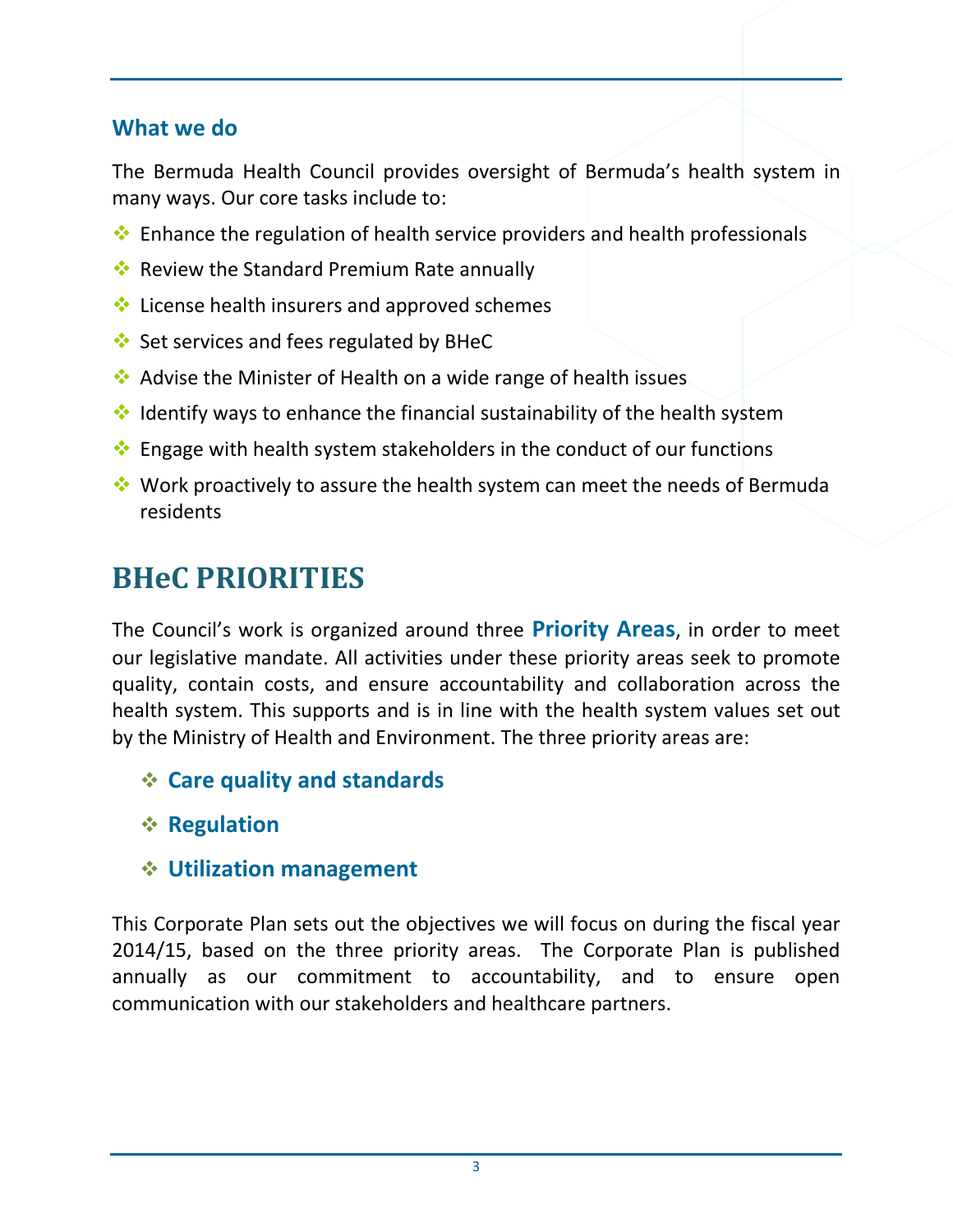### What we do

The Bermuda Health Council provides oversight of Bermuda's health system in many ways. Our core tasks include to:

- Enhance the regulation of health service providers and health professionals
- Review the Standard Premium Rate annually
- License health insurers and approved schemes
- Set services and fees regulated by BHeC
- Advise the Minister of Health on a wide range of health issues
- Identify ways to enhance the financial sustainability of the health system
- Engage with health system stakeholders in the conduct of our functions
- Work proactively to assure the health system can meet the needs of Bermuda residents

## BHeC PRIORITIES

The Council's work is organized around three **Priority Areas**, in order to meet our legislative mandate. All activities under these priority areas seek to promote quality, contain costs, and ensure accountability and collaboration across the health system. This supports and is in line with the health system values set out by the Ministry of Health and Environment. The three priority areas are:

- **Care quality and standards**
- **Regulation**
- **Utilization management**

This Corporate Plan sets out the objectives we will focus on during the fiscal year 2014/15, based on the three priority areas. The Corporate Plan is published annually as our commitment to accountability, and to ensure open communication with our stakeholders and healthcare partners.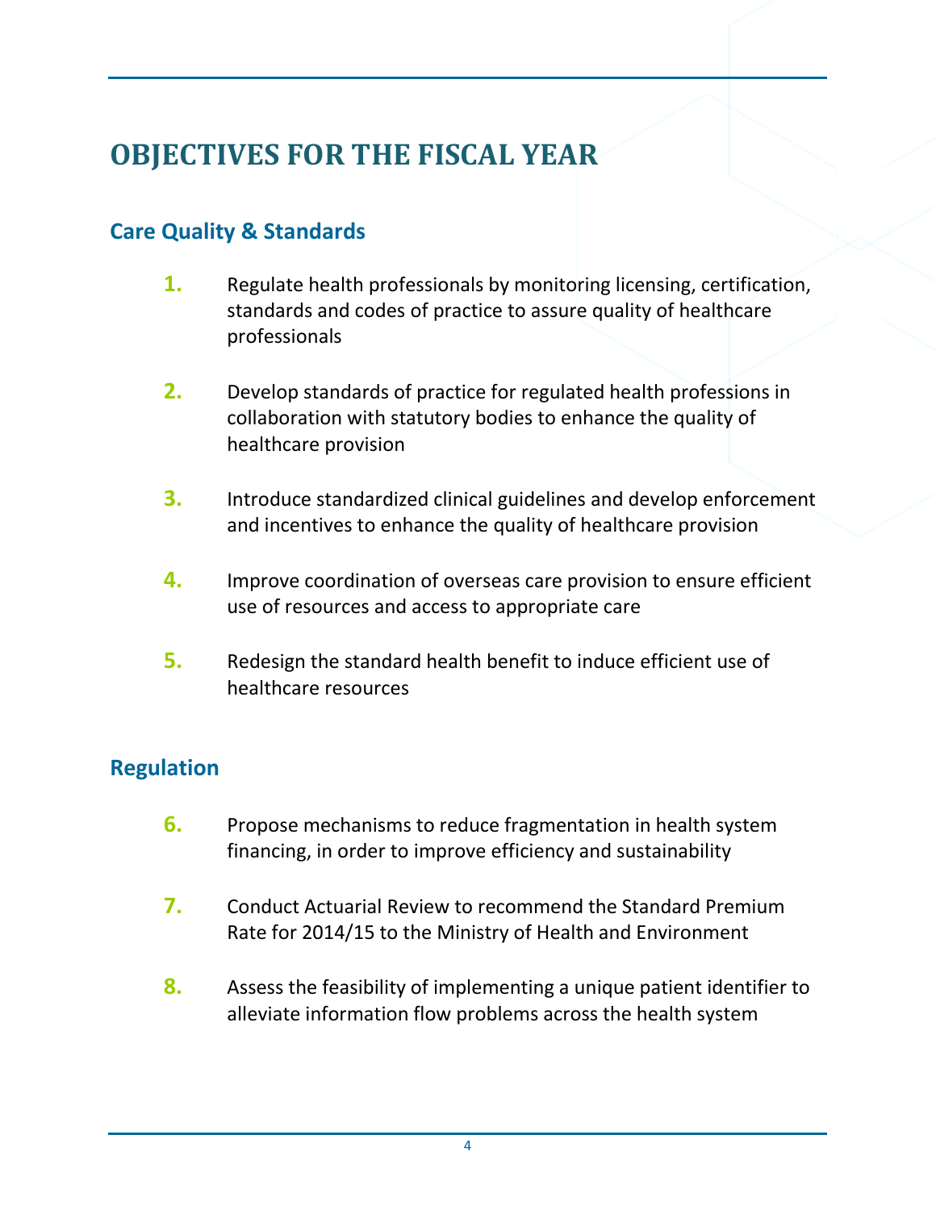# OBJECTIVES FOR THE FISCAL YEAR

## Care Quality & Standards

1. Regulate health professionals by monitoring licensing, certification, standards and codes of practice to assure quality of healthcare professionals

2. Develop standards of practice for regulated health professions in collaboration with statutory bodies to enhance the quality of healthcare provision

3. Introduce standardized clinical guidelines and develop enforcement and incentives to enhance the quality of healthcare provision

4. Improve coordination of overseas care provision to ensure efficient use of resources and access to appropriate care

5. Redesign the standard health benefit to induce efficient use of healthcare resources

## Regulation

6. Propose mechanisms to reduce fragmentation in health system financing, in order to improve efficiency and sustainability

7. Conduct Actuarial Review to recommend the Standard Premium Rate for 2014/15 to the Ministry of Health and Environment

8. Assess the feasibility of implementing a unique patient identifier to alleviate information flow problems across the health system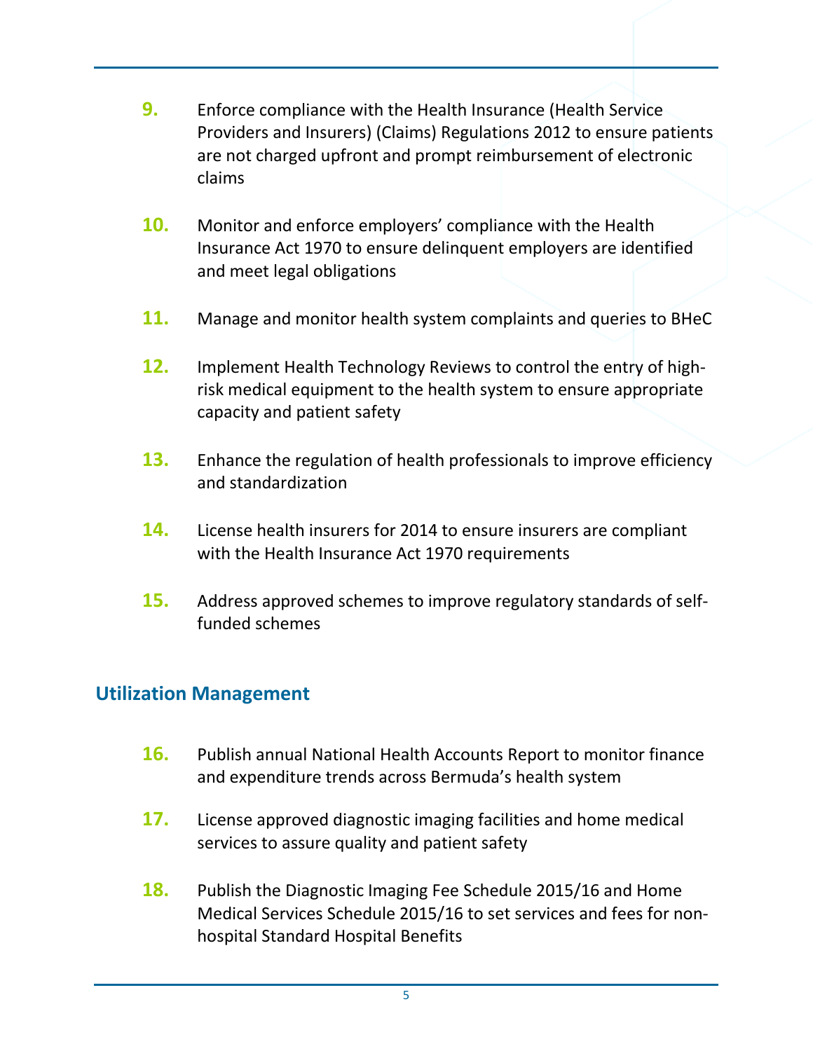9. Enforce compliance with the Health Insurance (Health Service Providers and Insurers) (Claims) Regulations 2012 to ensure patients are not charged upfront and prompt reimbursement of electronic claims

10. Monitor and enforce employers' compliance with the Health Insurance Act 1970 to ensure delinquent employers are identified and meet legal obligations

11. Manage and monitor health system complaints and queries to BHeC

12. Implement Health Technology Reviews to control the entry of high-risk medical equipment to the health system to ensure appropriate capacity and patient safety

13. Enhance the regulation of health professionals to improve efficiency and standardization

14. License health insurers for 2014 to ensure insurers are compliant with the Health Insurance Act 1970 requirements

15. Address approved schemes to improve regulatory standards of self-funded schemes

## Utilization Management

16. Publish annual National Health Accounts Report to monitor finance and expenditure trends across Bermuda's health system

17. License approved diagnostic imaging facilities and home medical services to assure quality and patient safety

18. Publish the Diagnostic Imaging Fee Schedule 2015/16 and Home Medical Services Schedule 2015/16 to set services and fees for non-hospital Standard Hospital Benefits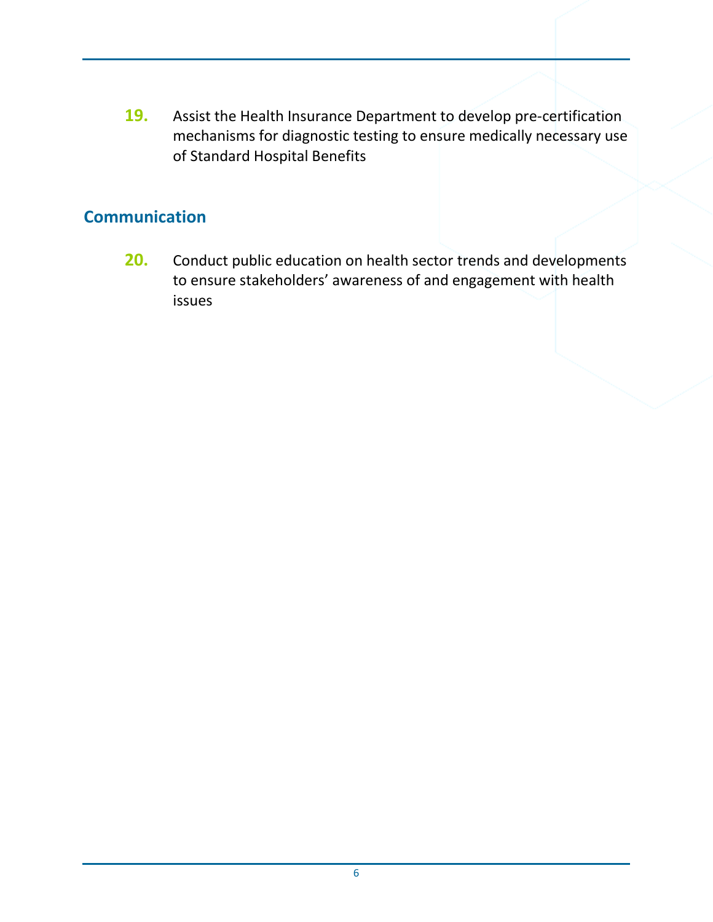19. Assist the Health Insurance Department to develop pre-certification mechanisms for diagnostic testing to ensure medically necessary use of Standard Hospital Benefits

## Communication

20. Conduct public education on health sector trends and developments to ensure stakeholders' awareness of and engagement with health issues